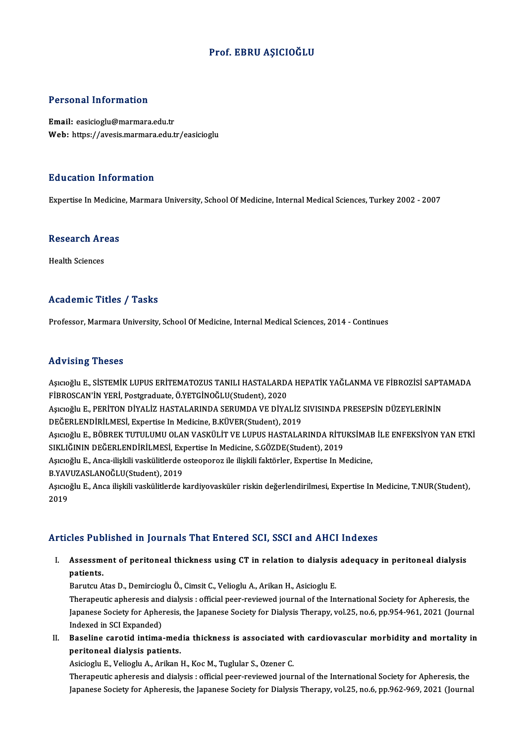# Prof. EBRU AŞICIOĞLU

## Personal Information

**Email:** easicioglu@marmara.edu.tr
**Web:** https://avesis.marmara.edu.tr/easicioglu

## Education Information

Expertise In Medicine, Marmara University, School Of Medicine, Internal Medical Sciences, Turkey 2002 - 2007

## Research Areas

Health Sciences

## Academic Titles / Tasks

Professor, Marmara University, School Of Medicine, Internal Medical Sciences, 2014 - Continues

## Advising Theses

Aşıcıoğlu E., SİSTEMİK LUPUS ERİTEMATOZUS TANILI HASTALARDA HEPATİK YAĞLANMA VE FİBROZİSİ SAPTAMADA FİBROSCAN'İN YERİ, Postgraduate, Ö.YETGİNOĞLU(Student), 2020

Aşıcıoğlu E., PERİTON DİYALİZ HASTALARINDA SERUMDA VE DİYALİZ SIVISINDA PRESEPSİN DÜZEYLERİNİN DEĞERLENDİRİLMESİ, Expertise In Medicine, B.KÜVER(Student), 2019

Aşıcıoğlu E., BÖBREK TUTULUMU OLAN VASKÜLİT VE LUPUS HASTALARINDA RİTUKSİMAB İLE ENFEKSİYON YAN ETKİ SIKLIĞININ DEĞERLENDİRİLMESİ, Expertise In Medicine, S.GÖZDE(Student), 2019

Aşıcıoğlu E., Anca-ilişkili vaskülitlerde osteoporoz ile ilişkili faktörler, Expertise In Medicine, B.YAVUZASLANOĞLU(Student), 2019

Aşıcıoğlu E., Anca ilişkili vaskülitlerde kardiyovasküler riskin değerlendirilmesi, Expertise In Medicine, T.NUR(Student), 2019

## Articles Published in Journals That Entered SCI, SSCI and AHCI Indexes

I. **Assessment of peritoneal thickness using CT in relation to dialysis adequacy in peritoneal dialysis patients.**
   Barutcu Atas D., Demircioglu Ö., Cimsit C., Velioglu A., Arikan H., Asicioglu E.
   Therapeutic apheresis and dialysis : official peer-reviewed journal of the International Society for Apheresis, the Japanese Society for Apheresis, the Japanese Society for Dialysis Therapy, vol.25, no.6, pp.954-961, 2021 (Journal Indexed in SCI Expanded)

II. **Baseline carotid intima-media thickness is associated with cardiovascular morbidity and mortality in peritoneal dialysis patients.**
   Asicioglu E., Velioglu A., Arikan H., Koc M., Tuglular S., Ozener C.
   Therapeutic apheresis and dialysis : official peer-reviewed journal of the International Society for Apheresis, the Japanese Society for Apheresis, the Japanese Society for Dialysis Therapy, vol.25, no.6, pp.962-969, 2021 (Journal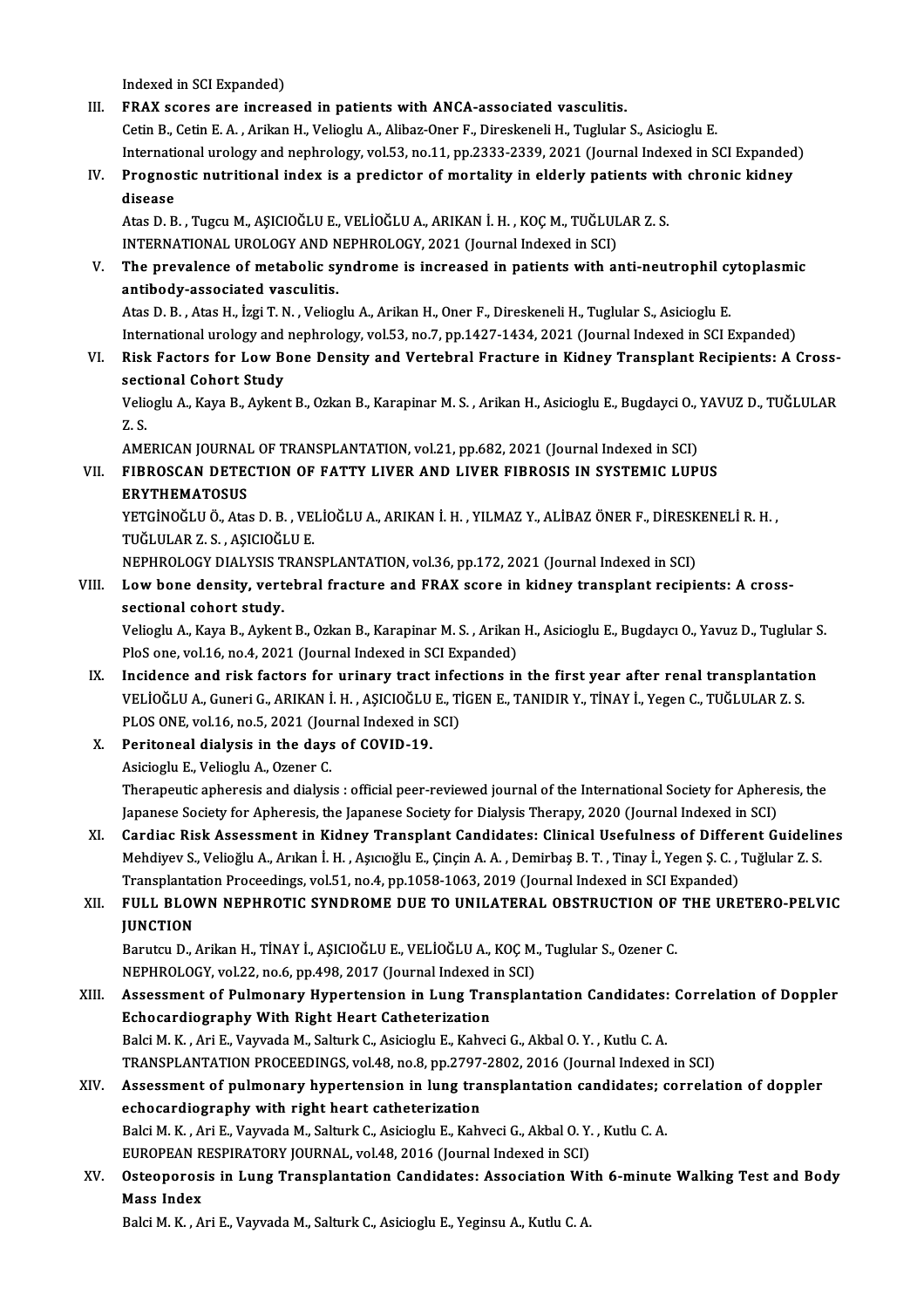Indexed in SCI Expanded)

III. **FRAX scores are increased in patients with ANCA-associated vasculitis.**
Cetin B., Cetin E. A. , Arikan H., Velioglu A., Alibaz-Oner F., Direskeneli H., Tuglular S., Asicioglu E.
International urology and nephrology, vol.53, no.11, pp.2333-2339, 2021 (Journal Indexed in SCI Expanded)

IV. **Prognostic nutritional index is a predictor of mortality in elderly patients with chronic kidney disease**
Atas D. B. , Tugcu M., AŞICIOĞLU E., VELİOĞLU A., ARIKAN İ. H. , KOÇ M., TUĞLULAR Z. S.
INTERNATIONAL UROLOGY AND NEPHROLOGY, 2021 (Journal Indexed in SCI)

V. **The prevalence of metabolic syndrome is increased in patients with anti-neutrophil cytoplasmic antibody-associated vasculitis.**
Atas D. B. , Atas H., İzgi T. N. , Velioglu A., Arikan H., Oner F., Direskeneli H., Tuglular S., Asicioglu E.
International urology and nephrology, vol.53, no.7, pp.1427-1434, 2021 (Journal Indexed in SCI Expanded)

VI. **Risk Factors for Low Bone Density and Vertebral Fracture in Kidney Transplant Recipients: A Cross-sectional Cohort Study**
Velioglu A., Kaya B., Aykent B., Ozkan B., Karapinar M. S. , Arikan H., Asicioglu E., Bugdayci O., YAVUZ D., TUĞLULAR Z. S.
AMERICAN JOURNAL OF TRANSPLANTATION, vol.21, pp.682, 2021 (Journal Indexed in SCI)

VII. **FIBROSCAN DETECTION OF FATTY LIVER AND LIVER FIBROSIS IN SYSTEMIC LUPUS ERYTHEMATOSUS**
YETGİNOĞLU Ö., Atas D. B. , VELİOĞLU A., ARIKAN İ. H. , YILMAZ Y., ALİBAZ ÖNER F., DİRESKENELİ R. H. , TUĞLULAR Z. S. , AŞICIOĞLU E.
NEPHROLOGY DIALYSIS TRANSPLANTATION, vol.36, pp.172, 2021 (Journal Indexed in SCI)

VIII. **Low bone density, vertebral fracture and FRAX score in kidney transplant recipients: A cross-sectional cohort study.**
Velioglu A., Kaya B., Aykent B., Ozkan B., Karapinar M. S. , Arikan H., Asicioglu E., Bugdaycı O., Yavuz D., Tuglular S.
PloS one, vol.16, no.4, 2021 (Journal Indexed in SCI Expanded)

IX. **Incidence and risk factors for urinary tract infections in the first year after renal transplantation**
VELİOĞLU A., Guneri G., ARIKAN İ. H. , AŞICIOĞLU E., TİGEN E., TANIDIR Y., TİNAY İ., Yegen C., TUĞLULAR Z. S.
PLOS ONE, vol.16, no.5, 2021 (Journal Indexed in SCI)

X. **Peritoneal dialysis in the days of COVID-19.**
Asicioglu E., Velioglu A., Ozener C.
Therapeutic apheresis and dialysis : official peer-reviewed journal of the International Society for Apheresis, the Japanese Society for Apheresis, the Japanese Society for Dialysis Therapy, 2020 (Journal Indexed in SCI)

XI. **Cardiac Risk Assessment in Kidney Transplant Candidates: Clinical Usefulness of Different Guidelines**
Mehdiyev S., Velioğlu A., Arıkan İ. H. , Aşıcıoğlu E., Çinçin A. A. , Demirbaş B. T. , Tinay İ., Yegen Ş. C. , Tuğlular Z. S.
Transplantation Proceedings, vol.51, no.4, pp.1058-1063, 2019 (Journal Indexed in SCI Expanded)

XII. **FULL BLOWN NEPHROTIC SYNDROME DUE TO UNILATERAL OBSTRUCTION OF THE URETERO-PELVIC JUNCTION**
Barutcu D., Arikan H., TİNAY İ., AŞICIOĞLU E., VELİOĞLU A., KOÇ M., Tuglular S., Ozener C.
NEPHROLOGY, vol.22, no.6, pp.498, 2017 (Journal Indexed in SCI)

XIII. **Assessment of Pulmonary Hypertension in Lung Transplantation Candidates: Correlation of Doppler Echocardiography With Right Heart Catheterization**
Balci M. K. , Ari E., Vayvada M., Salturk C., Asicioglu E., Kahveci G., Akbal O. Y. , Kutlu C. A.
TRANSPLANTATION PROCEEDINGS, vol.48, no.8, pp.2797-2802, 2016 (Journal Indexed in SCI)

XIV. **Assessment of pulmonary hypertension in lung transplantation candidates; correlation of doppler echocardiography with right heart catheterization**
Balci M. K. , Ari E., Vayvada M., Salturk C., Asicioglu E., Kahveci G., Akbal O. Y. , Kutlu C. A.
EUROPEAN RESPIRATORY JOURNAL, vol.48, 2016 (Journal Indexed in SCI)

XV. **Osteoporosis in Lung Transplantation Candidates: Association With 6-minute Walking Test and Body Mass Index**
Balci M. K. , Ari E., Vayvada M., Salturk C., Asicioglu E., Yeginsu A., Kutlu C. A.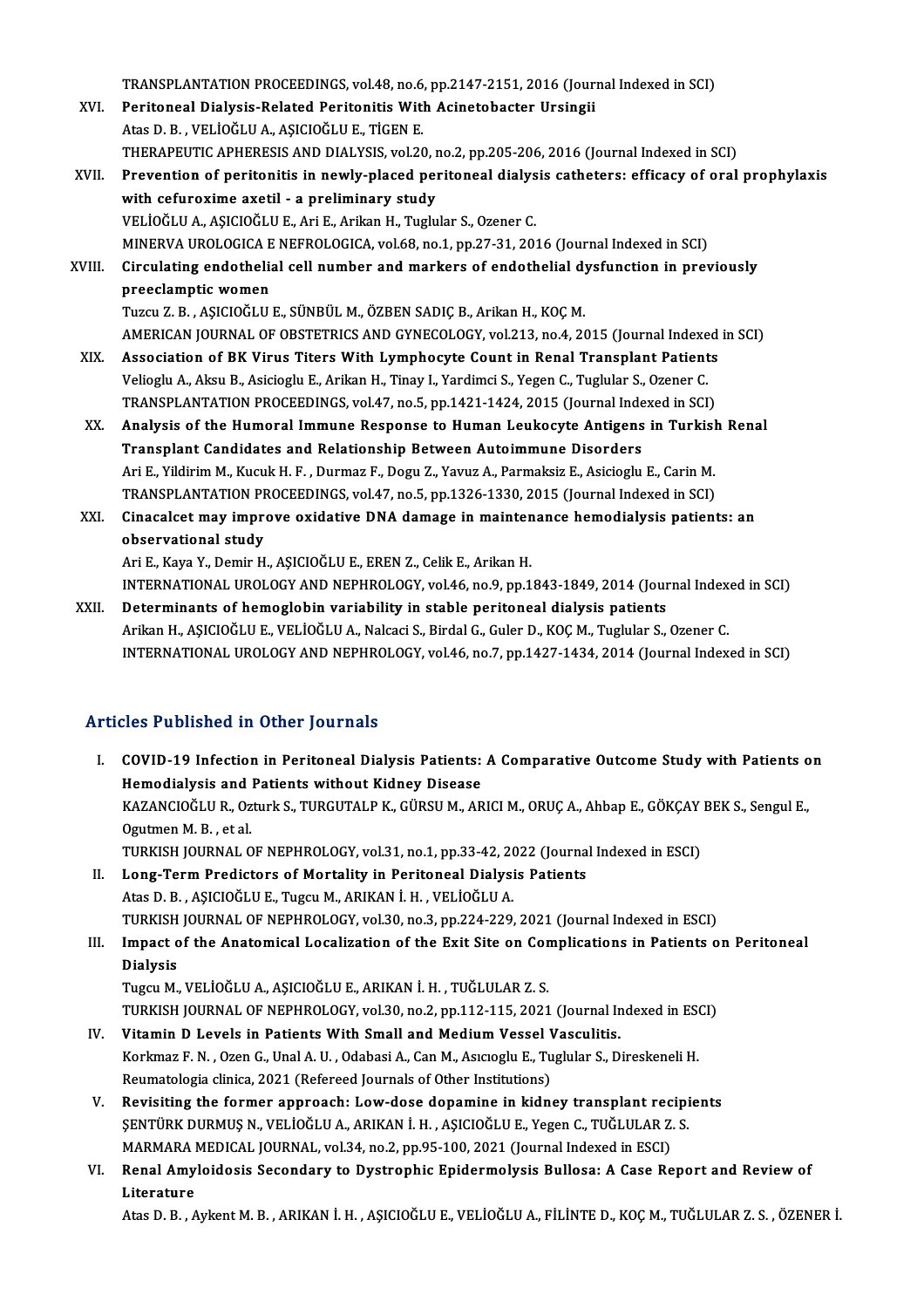TRANSPLANTATION PROCEEDINGS, vol.48, no.6, pp.2147-2151, 2016 (Journal Indexed in SCI)

XVI. **Peritoneal Dialysis-Related Peritonitis With Acinetobacter Ursingii**
Atas D. B. , VELİOĞLU A., AŞICIOĞLU E., TİGEN E.
THERAPEUTIC APHERESIS AND DIALYSIS, vol.20, no.2, pp.205-206, 2016 (Journal Indexed in SCI)

XVII. **Prevention of peritonitis in newly-placed peritoneal dialysis catheters: efficacy of oral prophylaxis with cefuroxime axetil - a preliminary study**
VELİOĞLU A., AŞICIOĞLU E., Ari E., Arikan H., Tuglular S., Ozener C.
MINERVA UROLOGICA E NEFROLOGICA, vol.68, no.1, pp.27-31, 2016 (Journal Indexed in SCI)

XVIII. **Circulating endothelial cell number and markers of endothelial dysfunction in previously preeclamptic women**
Tuzcu Z. B. , AŞICIOĞLU E., SÜNBÜL M., ÖZBEN SADIÇ B., Arikan H., KOÇ M.
AMERICAN JOURNAL OF OBSTETRICS AND GYNECOLOGY, vol.213, no.4, 2015 (Journal Indexed in SCI)

XIX. **Association of BK Virus Titers With Lymphocyte Count in Renal Transplant Patients**
Velioglu A., Aksu B., Asicioglu E., Arikan H., Tinay I., Yardimci S., Yegen C., Tuglular S., Ozener C.
TRANSPLANTATION PROCEEDINGS, vol.47, no.5, pp.1421-1424, 2015 (Journal Indexed in SCI)

XX. **Analysis of the Humoral Immune Response to Human Leukocyte Antigens in Turkish Renal Transplant Candidates and Relationship Between Autoimmune Disorders**
Ari E., Yildirim M., Kucuk H. F. , Durmaz F., Dogu Z., Yavuz A., Parmaksiz E., Asicioglu E., Carin M.
TRANSPLANTATION PROCEEDINGS, vol.47, no.5, pp.1326-1330, 2015 (Journal Indexed in SCI)

XXI. **Cinacalcet may improve oxidative DNA damage in maintenance hemodialysis patients: an observational study**
Ari E., Kaya Y., Demir H., AŞICIOĞLU E., EREN Z., Celik E., Arikan H.
INTERNATIONAL UROLOGY AND NEPHROLOGY, vol.46, no.9, pp.1843-1849, 2014 (Journal Indexed in SCI)

XXII. **Determinants of hemoglobin variability in stable peritoneal dialysis patients**
Arikan H., AŞICIOĞLU E., VELİOĞLU A., Nalcaci S., Birdal G., Guler D., KOÇ M., Tuglular S., Ozener C.
INTERNATIONAL UROLOGY AND NEPHROLOGY, vol.46, no.7, pp.1427-1434, 2014 (Journal Indexed in SCI)

## Articles Published in Other Journals

I. **COVID-19 Infection in Peritoneal Dialysis Patients: A Comparative Outcome Study with Patients on Hemodialysis and Patients without Kidney Disease**
KAZANCIOĞLU R., Ozturk S., TURGUTALP K., GÜRSU M., ARICI M., ORUÇ A., Ahbap E., GÖKÇAY BEK S., Sengul E., Ogutmen M. B. , et al.
TURKISH JOURNAL OF NEPHROLOGY, vol.31, no.1, pp.33-42, 2022 (Journal Indexed in ESCI)

II. **Long-Term Predictors of Mortality in Peritoneal Dialysis Patients**
Atas D. B. , AŞICIOĞLU E., Tugcu M., ARIKAN İ. H. , VELİOĞLU A.
TURKISH JOURNAL OF NEPHROLOGY, vol.30, no.3, pp.224-229, 2021 (Journal Indexed in ESCI)

III. **Impact of the Anatomical Localization of the Exit Site on Complications in Patients on Peritoneal Dialysis**
Tugcu M., VELİOĞLU A., AŞICIOĞLU E., ARIKAN İ. H. , TUĞLULAR Z. S.
TURKISH JOURNAL OF NEPHROLOGY, vol.30, no.2, pp.112-115, 2021 (Journal Indexed in ESCI)

IV. **Vitamin D Levels in Patients With Small and Medium Vessel Vasculitis.**
Korkmaz F. N. , Ozen G., Unal A. U. , Odabasi A., Can M., Asıcıoglu E., Tuglular S., Direskeneli H.
Reumatologia clinica, 2021 (Refereed Journals of Other Institutions)

V. **Revisiting the former approach: Low-dose dopamine in kidney transplant recipients**
ŞENTÜRK DURMUŞ N., VELİOĞLU A., ARIKAN İ. H. , AŞICIOĞLU E., Yegen C., TUĞLULAR Z. S.
MARMARA MEDICAL JOURNAL, vol.34, no.2, pp.95-100, 2021 (Journal Indexed in ESCI)

VI. **Renal Amyloidosis Secondary to Dystrophic Epidermolysis Bullosa: A Case Report and Review of Literature**
Atas D. B. , Aykent M. B. , ARIKAN İ. H. , AŞICIOĞLU E., VELİOĞLU A., FİLİNTE D., KOÇ M., TUĞLULAR Z. S. , ÖZENER İ.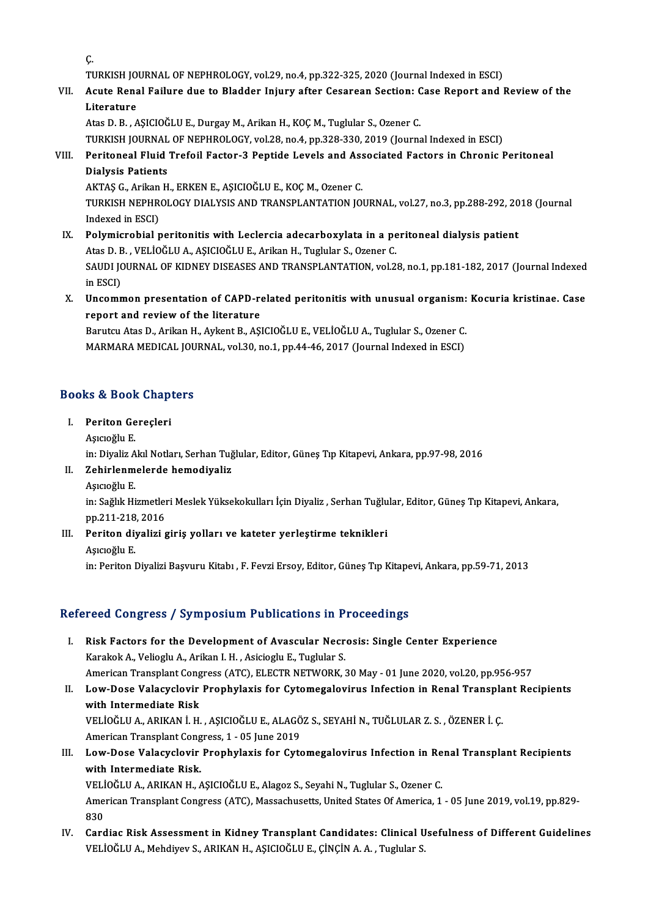Ç.
TURKISH JOURNAL OF NEPHROLOGY, vol.29, no.4, pp.322-325, 2020 (Journal Indexed in ESCI)

VII. **Acute Renal Failure due to Bladder Injury after Cesarean Section: Case Report and Review of the Literature**
Atas D. B. , AŞICIOĞLU E., Durgay M., Arikan H., KOÇ M., Tuglular S., Ozener C.
TURKISH JOURNAL OF NEPHROLOGY, vol.28, no.4, pp.328-330, 2019 (Journal Indexed in ESCI)

VIII. **Peritoneal Fluid Trefoil Factor-3 Peptide Levels and Associated Factors in Chronic Peritoneal Dialysis Patients**
AKTAŞ G., Arikan H., ERKEN E., AŞICIOĞLU E., KOÇ M., Ozener C.
TURKISH NEPHROLOGY DIALYSIS AND TRANSPLANTATION JOURNAL, vol.27, no.3, pp.288-292, 2018 (Journal Indexed in ESCI)

IX. **Polymicrobial peritonitis with Leclercia adecarboxylata in a peritoneal dialysis patient**
Atas D. B. , VELİOĞLU A., AŞICIOĞLU E., Arikan H., Tuglular S., Ozener C.
SAUDI JOURNAL OF KIDNEY DISEASES AND TRANSPLANTATION, vol.28, no.1, pp.181-182, 2017 (Journal Indexed in ESCI)

X. **Uncommon presentation of CAPD-related peritonitis with unusual organism: Kocuria kristinae. Case report and review of the literature**
Barutcu Atas D., Arikan H., Aykent B., AŞICIOĞLU E., VELİOĞLU A., Tuglular S., Ozener C.
MARMARA MEDICAL JOURNAL, vol.30, no.1, pp.44-46, 2017 (Journal Indexed in ESCI)

## Books & Book Chapters

I. **Periton Gereçleri**
Aşıcıoğlu E.
in: Diyaliz Akıl Notları, Serhan Tuğlular, Editor, Güneş Tıp Kitapevi, Ankara, pp.97-98, 2016

II. **Zehirlenmelerde hemodiyaliz**
Aşıcıoğlu E.
in: Sağlık Hizmetleri Meslek Yüksekokulları İçin Diyaliz , Serhan Tuğlular, Editor, Güneş Tıp Kitapevi, Ankara, pp.211-218, 2016

III. **Periton diyalizi giriş yolları ve kateter yerleştirme teknikleri**
Aşıcıoğlu E.
in: Periton Diyalizi Başvuru Kitabı , F. Fevzi Ersoy, Editor, Güneş Tıp Kitapevi, Ankara, pp.59-71, 2013

## Refereed Congress / Symposium Publications in Proceedings

I. **Risk Factors for the Development of Avascular Necrosis: Single Center Experience**
Karakok A., Velioglu A., Arikan I. H. , Asicioglu E., Tuglular S.
American Transplant Congress (ATC), ELECTR NETWORK, 30 May - 01 June 2020, vol.20, pp.956-957

II. **Low-Dose Valacyclovir Prophylaxis for Cytomegalovirus Infection in Renal Transplant Recipients with Intermediate Risk**
VELİOĞLU A., ARIKAN İ. H. , AŞICIOĞLU E., ALAGÖZ S., SEYAHİ N., TUĞLULAR Z. S. , ÖZENER İ. Ç.
American Transplant Congress, 1 - 05 June 2019

III. **Low-Dose Valacyclovir Prophylaxis for Cytomegalovirus Infection in Renal Transplant Recipients with Intermediate Risk.**
VELİOĞLU A., ARIKAN H., AŞICIOĞLU E., Alagoz S., Seyahi N., Tuglular S., Ozener C.
American Transplant Congress (ATC), Massachusetts, United States Of America, 1 - 05 June 2019, vol.19, pp.829-830

IV. **Cardiac Risk Assessment in Kidney Transplant Candidates: Clinical Usefulness of Different Guidelines**
VELİOĞLU A., Mehdiyev S., ARIKAN H., AŞICIOĞLU E., ÇİNÇİN A. A. , Tuglular S.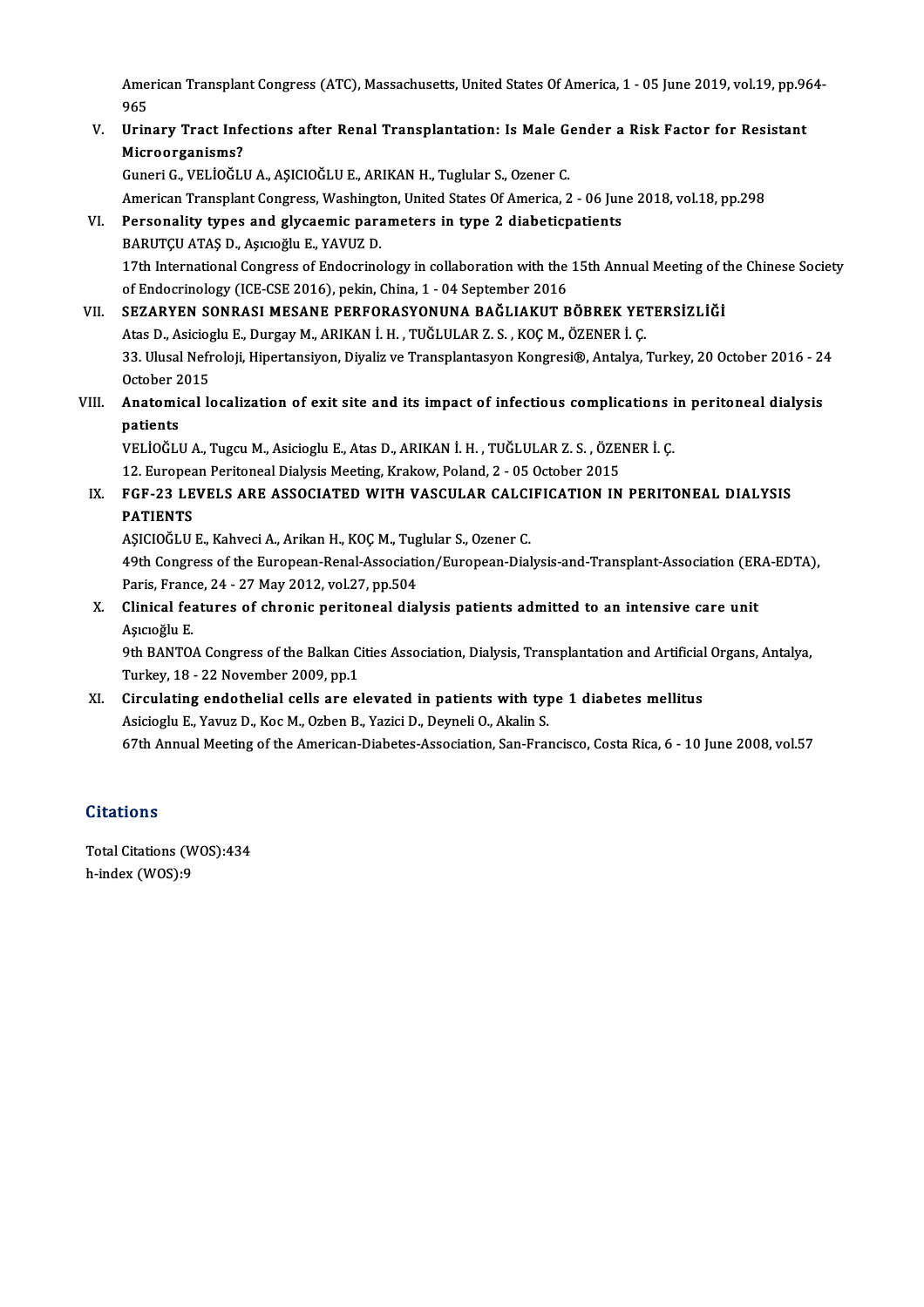American Transplant Congress (ATC), Massachusetts, United States Of America, 1 - 05 June 2019, vol.19, pp.964-965

V. **Urinary Tract Infections after Renal Transplantation: Is Male Gender a Risk Factor for Resistant Microorganisms?**
Guneri G., VELİOĞLU A., AŞICIOĞLU E., ARIKAN H., Tuglular S., Ozener C.
American Transplant Congress, Washington, United States Of America, 2 - 06 June 2018, vol.18, pp.298

VI. **Personality types and glycaemic parameters in type 2 diabeticpatients**
BARUTÇU ATAŞ D., Aşıcıoğlu E., YAVUZ D.
17th International Congress of Endocrinology in collaboration with the 15th Annual Meeting of the Chinese Society of Endocrinology (ICE-CSE 2016), pekin, China, 1 - 04 September 2016

VII. **SEZARYEN SONRASI MESANE PERFORASYONUNA BAĞLIAKUT BÖBREK YETERSİZLİĞİ**
Atas D., Asicioglu E., Durgay M., ARIKAN İ. H. , TUĞLULAR Z. S. , KOÇ M., ÖZENER İ. Ç.
33. Ulusal Nefroloji, Hipertansiyon, Diyaliz ve Transplantasyon Kongresi®, Antalya, Turkey, 20 October 2016 - 24 October 2015

VIII. **Anatomical localization of exit site and its impact of infectious complications in peritoneal dialysis patients**
VELİOĞLU A., Tugcu M., Asicioglu E., Atas D., ARIKAN İ. H. , TUĞLULAR Z. S. , ÖZENER İ. Ç.
12. European Peritoneal Dialysis Meeting, Krakow, Poland, 2 - 05 October 2015

IX. **FGF-23 LEVELS ARE ASSOCIATED WITH VASCULAR CALCIFICATION IN PERITONEAL DIALYSIS PATIENTS**
AŞICIOĞLU E., Kahveci A., Arikan H., KOÇ M., Tuglular S., Ozener C.
49th Congress of the European-Renal-Association/European-Dialysis-and-Transplant-Association (ERA-EDTA), Paris, France, 24 - 27 May 2012, vol.27, pp.504

X. **Clinical features of chronic peritoneal dialysis patients admitted to an intensive care unit**
Aşıcıoğlu E.
9th BANTOA Congress of the Balkan Cities Association, Dialysis, Transplantation and Artificial Organs, Antalya, Turkey, 18 - 22 November 2009, pp.1

XI. **Circulating endothelial cells are elevated in patients with type 1 diabetes mellitus**
Asicioglu E., Yavuz D., Koc M., Ozben B., Yazici D., Deyneli O., Akalin S.
67th Annual Meeting of the American-Diabetes-Association, San-Francisco, Costa Rica, 6 - 10 June 2008, vol.57

## Citations

Total Citations (WOS):434
h-index (WOS):9